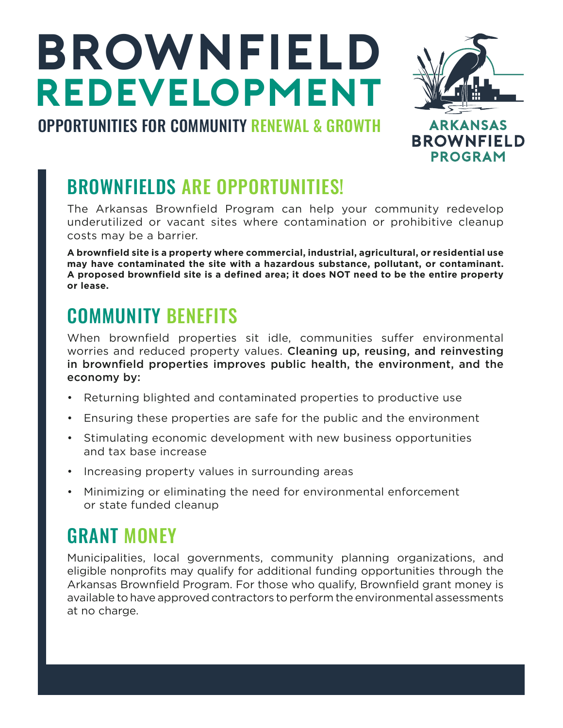# BROWNFIELD REDEVELOPMENT

OPPORTUNITIES FOR COMMUNITY RENEWAL & GROWTH

ARKANSAS BROWNFIELD PROGRAM

## BROWNFIELDS ARE OPPORTUNITIES!

The Arkansas Brownfield Program can help your community redevelop underutilized or vacant sites where contamination or prohibitive cleanup costs may be a barrier.

**A brownfield site is a property where commercial, industrial, agricultural, or residential use may have contaminated the site with a hazardous substance, pollutant, or contaminant. A proposed brownfield site is a defined area; it does NOT need to be the entire property or lease.**

## COMMUNITY BENEFITS

When brownfield properties sit idle, communities suffer environmental worries and reduced property values. **Cleaning up, reusing, and reinvesting in brownfield properties improves public health, the environment, and the economy by:**

- Returning blighted and contaminated properties to productive use
- Ensuring these properties are safe for the public and the environment
- Stimulating economic development with new business opportunities and tax base increase
- Increasing property values in surrounding areas
- Minimizing or eliminating the need for environmental enforcement or state funded cleanup

## GRANT MONEY

Municipalities, local governments, community planning organizations, and eligible nonprofits may qualify for additional funding opportunities through the Arkansas Brownfield Program. For those who qualify, Brownfield grant money is available to have approved contractors to perform the environmental assessments at no charge.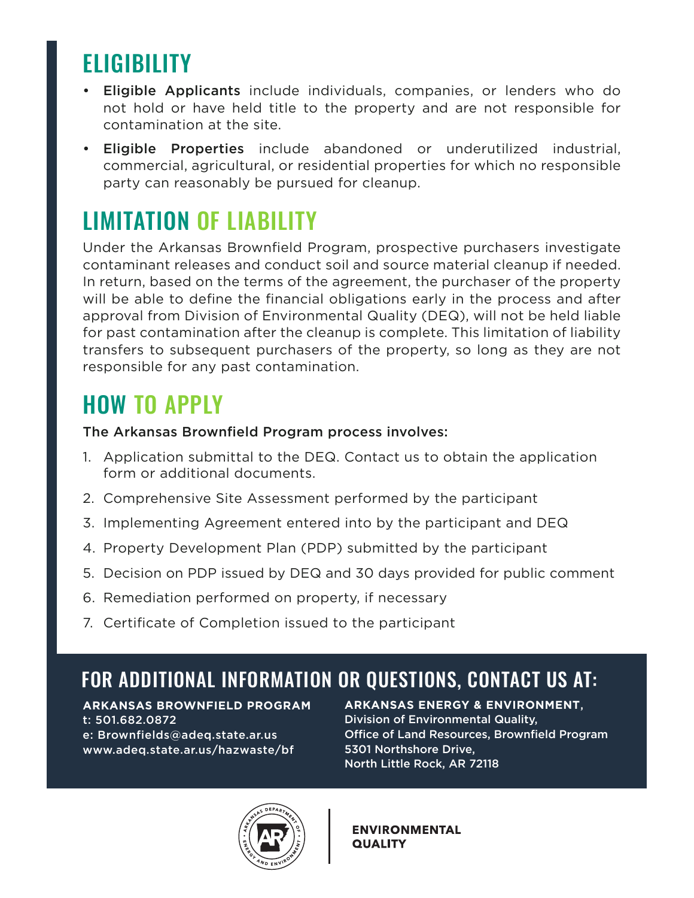# ELIGIBILITY

- **Eligible Applicants** include individuals, companies, or lenders who do not hold or have held title to the property and are not responsible for contamination at the site.
- **Eligible Properties** include abandoned or underutilized industrial, commercial, agricultural, or residential properties for which no responsible party can reasonably be pursued for cleanup.

# LIMITATION OF LIABILITY

Under the Arkansas Brownfield Program, prospective purchasers investigate contaminant releases and conduct soil and source material cleanup if needed. In return, based on the terms of the agreement, the purchaser of the property will be able to define the financial obligations early in the process and after approval from Division of Environmental Quality (DEQ), will not be held liable for past contamination after the cleanup is complete. This limitation of liability transfers to subsequent purchasers of the property, so long as they are not responsible for any past contamination.

# HOW TO APPLY

**The Arkansas Brownfield Program process involves:**

1. Application submittal to the DEQ. Contact us to obtain the application form or additional documents.
2. Comprehensive Site Assessment performed by the participant
3. Implementing Agreement entered into by the participant and DEQ
4. Property Development Plan (PDP) submitted by the participant
5. Decision on PDP issued by DEQ and 30 days provided for public comment
6. Remediation performed on property, if necessary
7. Certificate of Completion issued to the participant

## FOR ADDITIONAL INFORMATION OR QUESTIONS, CONTACT US AT:

**ARKANSAS BROWNFIELD PROGRAM**
t: 501.682.0872
e: Brownfields@adeq.state.ar.us
www.adeq.state.ar.us/hazwaste/bf

**ARKANSAS ENERGY & ENVIRONMENT,**
Division of Environmental Quality,
Office of Land Resources, Brownfield Program
5301 Northshore Drive,
North Little Rock, AR 72118

ARKANSAS DEPARTMENT OF ENERGY AND ENVIRONMENT

**ENVIRONMENTAL QUALITY**